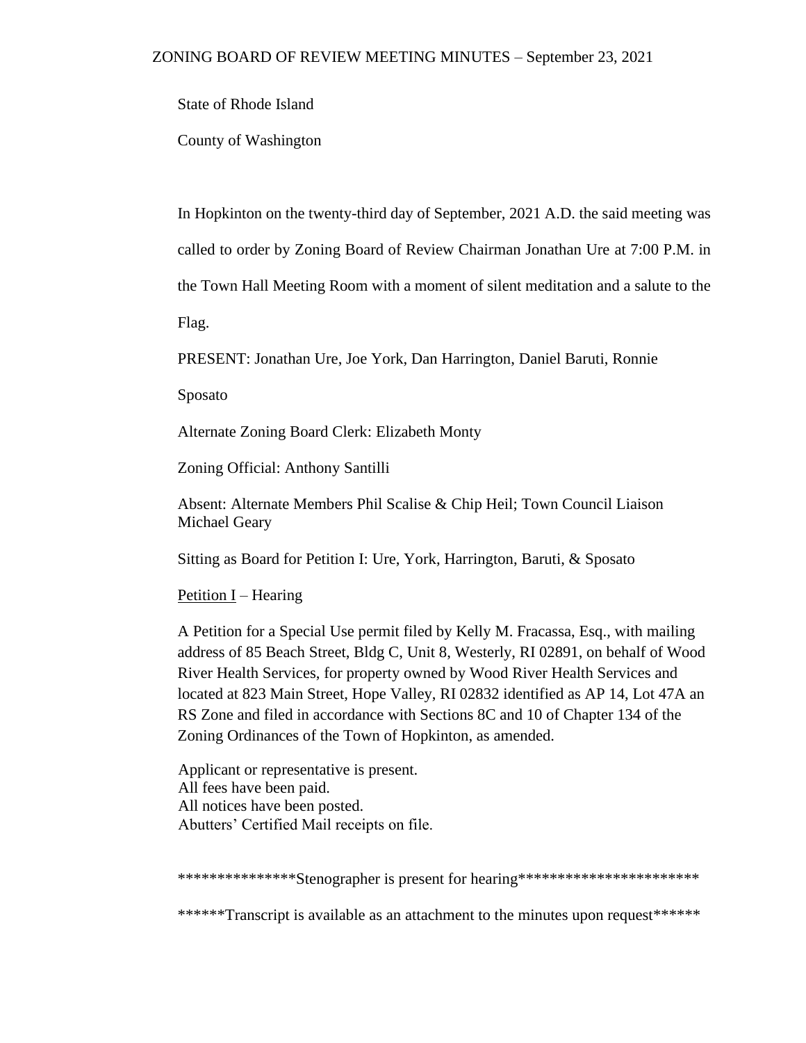# ZONING BOARD OF REVIEW MEETING MINUTES – September 23, 2021

State of Rhode Island

County of Washington

In Hopkinton on the twenty-third day of September, 2021 A.D. the said meeting was called to order by Zoning Board of Review Chairman Jonathan Ure at 7:00 P.M. in the Town Hall Meeting Room with a moment of silent meditation and a salute to the Flag.

PRESENT: Jonathan Ure, Joe York, Dan Harrington, Daniel Baruti, Ronnie Sposato

Alternate Zoning Board Clerk: Elizabeth Monty

Zoning Official: Anthony Santilli

Absent: Alternate Members Phil Scalise & Chip Heil; Town Council Liaison Michael Geary

Sitting as Board for Petition I: Ure, York, Harrington, Baruti, & Sposato

Petition I – Hearing

A Petition for a Special Use permit filed by Kelly M. Fracassa, Esq., with mailing address of 85 Beach Street, Bldg C, Unit 8, Westerly, RI 02891, on behalf of Wood River Health Services, for property owned by Wood River Health Services and located at 823 Main Street, Hope Valley, RI 02832 identified as AP 14, Lot 47A an RS Zone and filed in accordance with Sections 8C and 10 of Chapter 134 of the Zoning Ordinances of the Town of Hopkinton, as amended.

Applicant or representative is present.
All fees have been paid.
All notices have been posted.
Abutters' Certified Mail receipts on file.

***************Stenographer is present for hearing***********************

******Transcript is available as an attachment to the minutes upon request******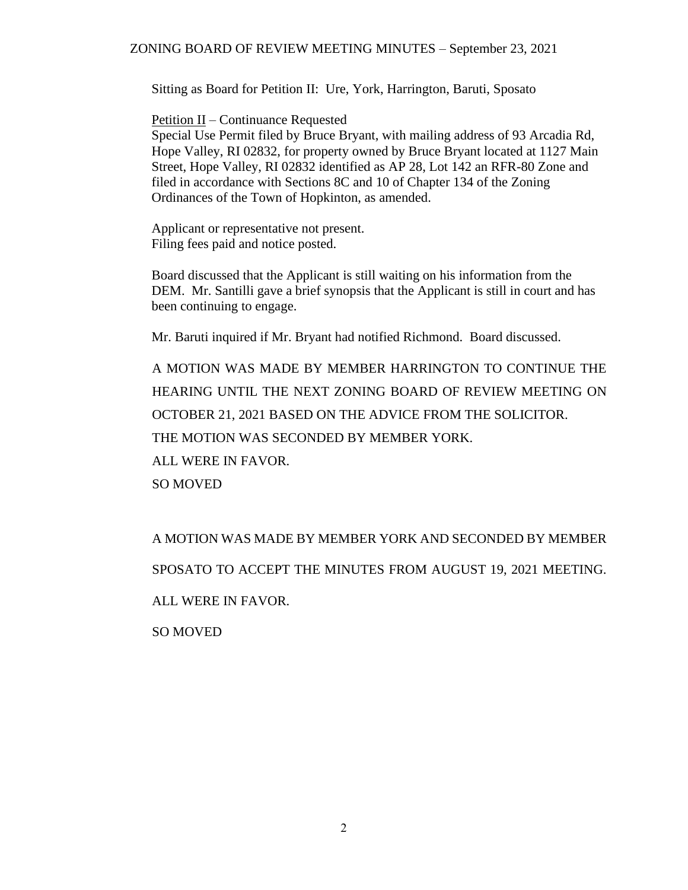Sitting as Board for Petition II: Ure, York, Harrington, Baruti, Sposato

<u>Petition II</u> – Continuance Requested

Special Use Permit filed by Bruce Bryant, with mailing address of 93 Arcadia Rd, Hope Valley, RI 02832, for property owned by Bruce Bryant located at 1127 Main Street, Hope Valley, RI 02832 identified as AP 28, Lot 142 an RFR-80 Zone and filed in accordance with Sections 8C and 10 of Chapter 134 of the Zoning Ordinances of the Town of Hopkinton, as amended.

Applicant or representative not present.
Filing fees paid and notice posted.

Board discussed that the Applicant is still waiting on his information from the DEM. Mr. Santilli gave a brief synopsis that the Applicant is still in court and has been continuing to engage.

Mr. Baruti inquired if Mr. Bryant had notified Richmond. Board discussed.

A MOTION WAS MADE BY MEMBER HARRINGTON TO CONTINUE THE HEARING UNTIL THE NEXT ZONING BOARD OF REVIEW MEETING ON OCTOBER 21, 2021 BASED ON THE ADVICE FROM THE SOLICITOR.

THE MOTION WAS SECONDED BY MEMBER YORK.

ALL WERE IN FAVOR.

SO MOVED

A MOTION WAS MADE BY MEMBER YORK AND SECONDED BY MEMBER SPOSATO TO ACCEPT THE MINUTES FROM AUGUST 19, 2021 MEETING.

ALL WERE IN FAVOR.

SO MOVED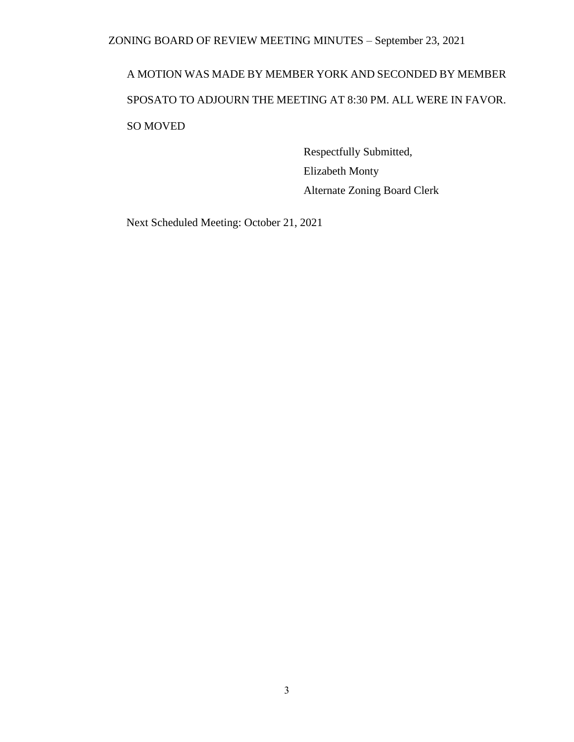A MOTION WAS MADE BY MEMBER YORK AND SECONDED BY MEMBER SPOSATO TO ADJOURN THE MEETING AT 8:30 PM. ALL WERE IN FAVOR. SO MOVED

Respectfully Submitted,
Elizabeth Monty
Alternate Zoning Board Clerk

Next Scheduled Meeting: October 21, 2021